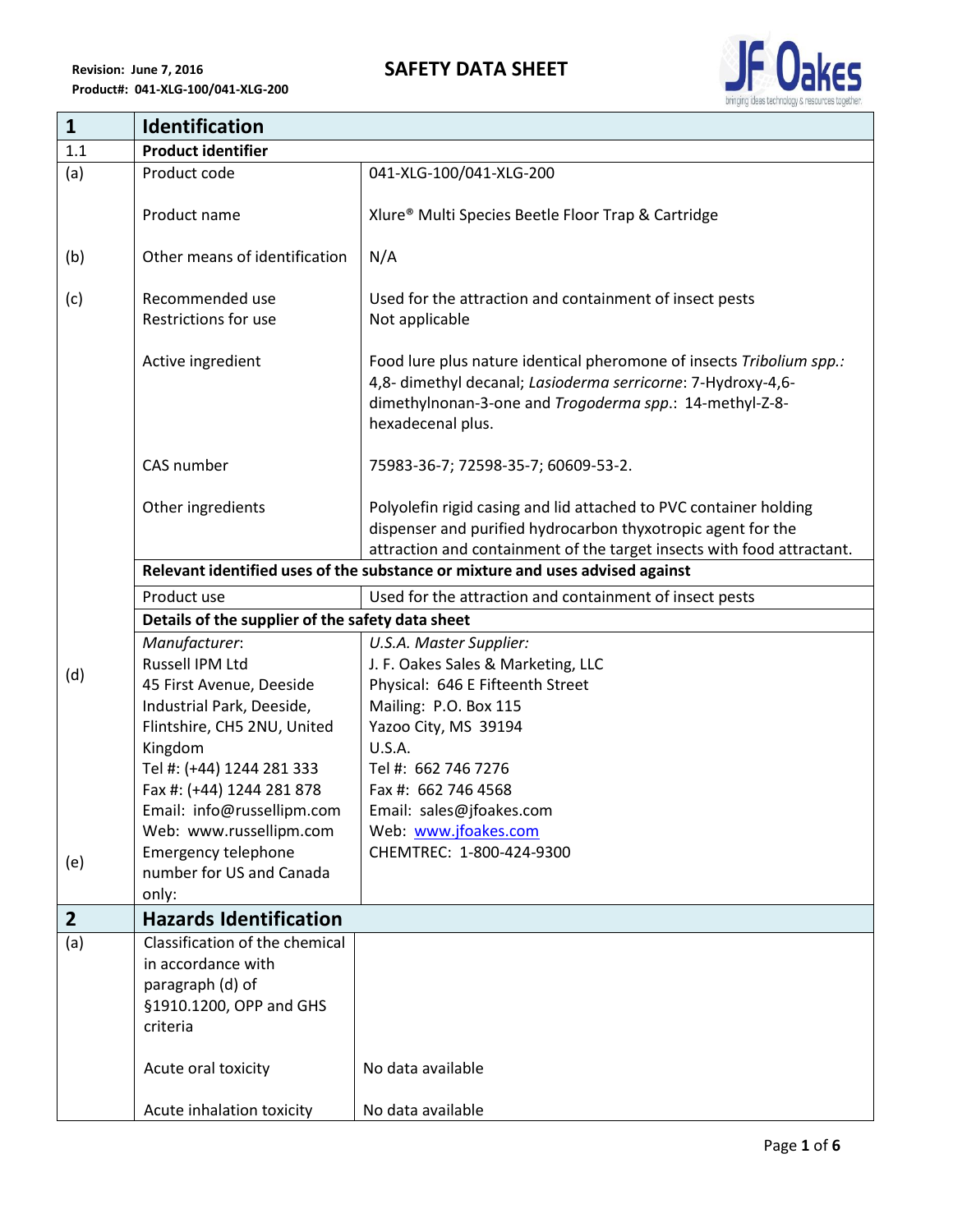Revision: June 7, 2016
Product#: 041-XLG-100/041-XLG-200

# SAFETY DATA SHEET

| 1 | **Identification** | |
|---|---|---|
| 1.1 | **Product identifier** | |
| (a) | Product code | 041-XLG-100/041-XLG-200 |
| | Product name | Xlure® Multi Species Beetle Floor Trap & Cartridge |
| (b) | Other means of identification | N/A |
| (c) | Recommended use<br>Restrictions for use | Used for the attraction and containment of insect pests<br>Not applicable |
| | Active ingredient | Food lure plus nature identical pheromone of insects *Tribolium spp.:* 4,8- dimethyl decanal; *Lasioderma serricorne*: 7-Hydroxy-4,6-dimethylnonan-3-one and *Trogoderma spp.*: 14-methyl-Z-8-hexadecenal plus. |
| | CAS number | 75983-36-7; 72598-35-7; 60609-53-2. |
| | Other ingredients | Polyolefin rigid casing and lid attached to PVC container holding dispenser and purified hydrocarbon thyxotropic agent for the attraction and containment of the target insects with food attractant. |
| | **Relevant identified uses of the substance or mixture and uses advised against** | |
| | Product use | Used for the attraction and containment of insect pests |
| | **Details of the supplier of the safety data sheet** | |
| (d) | *Manufacturer*:<br>Russell IPM Ltd<br>45 First Avenue, Deeside Industrial Park, Deeside, Flintshire, CH5 2NU, United Kingdom<br>Tel #: (+44) 1244 281 333<br>Fax #: (+44) 1244 281 878<br>Email: info@russellipm.com<br>Web: www.russellipm.com | *U.S.A. Master Supplier:*<br>J. F. Oakes Sales & Marketing, LLC<br>Physical: 646 E Fifteenth Street<br>Mailing: P.O. Box 115<br>Yazoo City, MS 39194<br>U.S.A.<br>Tel #: 662 746 7276<br>Fax #: 662 746 4568<br>Email: sales@jfoakes.com<br>Web: www.jfoakes.com |
| (e) | Emergency telephone number for US and Canada only: | CHEMTREC: 1-800-424-9300 |
| 2 | **Hazards Identification** | |
| (a) | Classification of the chemical in accordance with paragraph (d) of §1910.1200, OPP and GHS criteria | |
| | Acute oral toxicity | No data available |
| | Acute inhalation toxicity | No data available |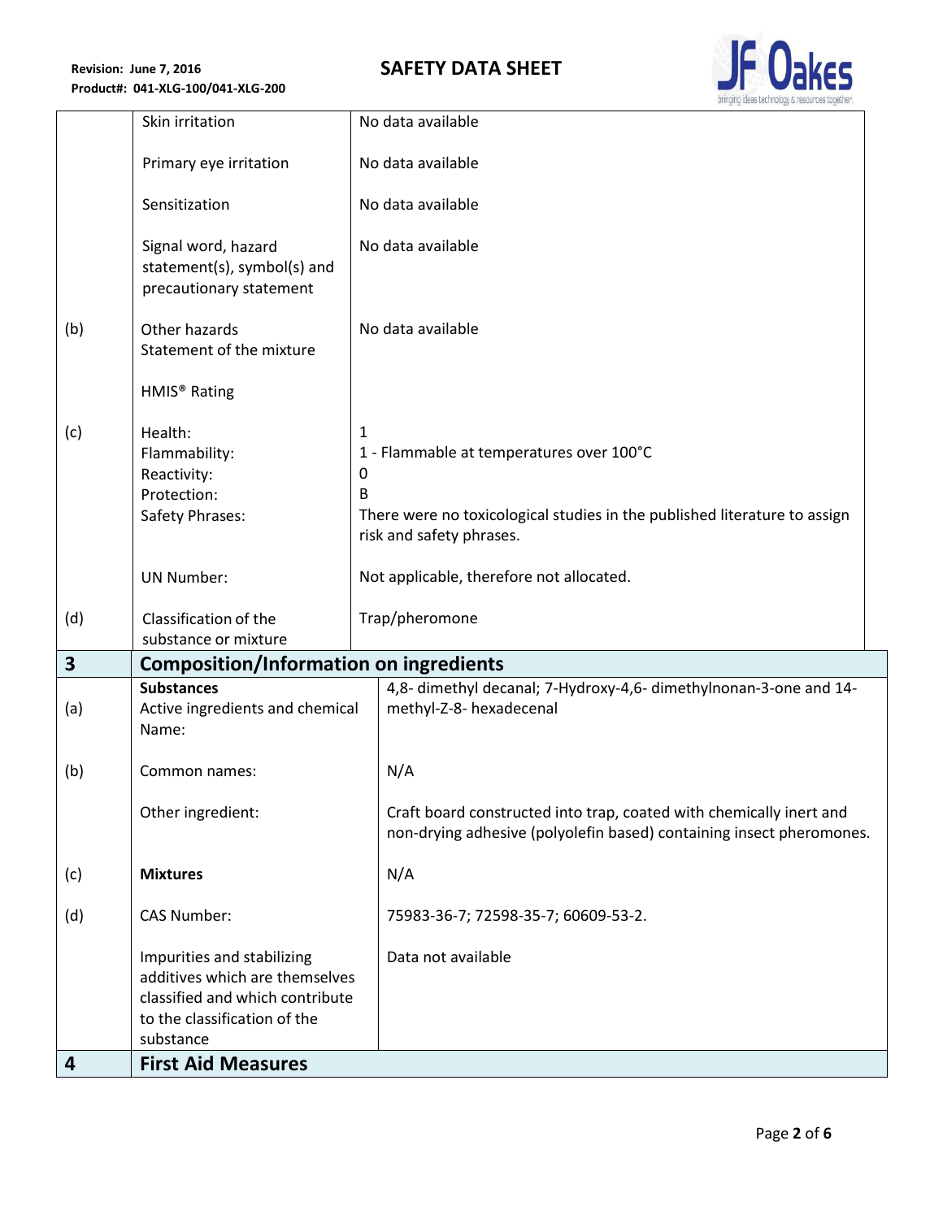| | | |
|---|---|---|
| | Skin irritation | No data available |
| | Primary eye irritation | No data available |
| | Sensitization | No data available |
| | Signal word, hazard statement(s), symbol(s) and precautionary statement | No data available |
| (b) | Other hazards<br>Statement of the mixture | No data available |
| | HMIS® Rating | |
| (c) | Health:<br>Flammability:<br>Reactivity:<br>Protection:<br>Safety Phrases: | 1<br>1 - Flammable at temperatures over 100°C<br>0<br>B<br>There were no toxicological studies in the published literature to assign risk and safety phrases. |
| | UN Number: | Not applicable, therefore not allocated. |
| (d) | Classification of the substance or mixture | Trap/pheromone |

## 3 Composition/Information on ingredients

| | | |
|---|---|---|
| (a) | **Substances**<br>Active ingredients and chemical Name: | 4,8- dimethyl decanal; 7-Hydroxy-4,6- dimethylnonan-3-one and 14-methyl-Z-8- hexadecenal |
| (b) | Common names: | N/A |
| | Other ingredient: | Craft board constructed into trap, coated with chemically inert and non-drying adhesive (polyolefin based) containing insect pheromones. |
| (c) | **Mixtures** | N/A |
| (d) | CAS Number: | 75983-36-7; 72598-35-7; 60609-53-2. |
| | Impurities and stabilizing additives which are themselves classified and which contribute to the classification of the substance | Data not available |

## 4 First Aid Measures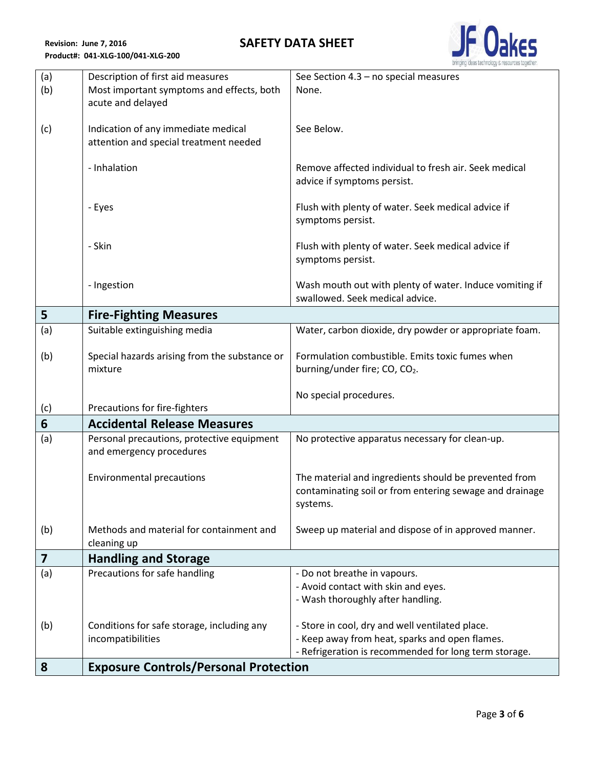| | | |
|---|---|---|
| (a) | Description of first aid measures | See Section 4.3 – no special measures |
| (b) | Most important symptoms and effects, both acute and delayed | None. |
| (c) | Indication of any immediate medical attention and special treatment needed | See Below. |
| | - Inhalation | Remove affected individual to fresh air. Seek medical advice if symptoms persist. |
| | - Eyes | Flush with plenty of water. Seek medical advice if symptoms persist. |
| | - Skin | Flush with plenty of water. Seek medical advice if symptoms persist. |
| | - Ingestion | Wash mouth out with plenty of water. Induce vomiting if swallowed. Seek medical advice. |
| **5** | **Fire-Fighting Measures** | |
| (a) | Suitable extinguishing media | Water, carbon dioxide, dry powder or appropriate foam. |
| (b) | Special hazards arising from the substance or mixture | Formulation combustible. Emits toxic fumes when burning/under fire; CO, $CO_2$. |
| (c) | Precautions for fire-fighters | No special procedures. |
| **6** | **Accidental Release Measures** | |
| (a) | Personal precautions, protective equipment and emergency procedures | No protective apparatus necessary for clean-up. |
| | Environmental precautions | The material and ingredients should be prevented from contaminating soil or from entering sewage and drainage systems. |
| (b) | Methods and material for containment and cleaning up | Sweep up material and dispose of in approved manner. |
| **7** | **Handling and Storage** | |
| (a) | Precautions for safe handling | - Do not breathe in vapours.<br>- Avoid contact with skin and eyes.<br>- Wash thoroughly after handling. |
| (b) | Conditions for safe storage, including any incompatibilities | - Store in cool, dry and well ventilated place.<br>- Keep away from heat, sparks and open flames.<br>- Refrigeration is recommended for long term storage. |
| **8** | **Exposure Controls/Personal Protection** | |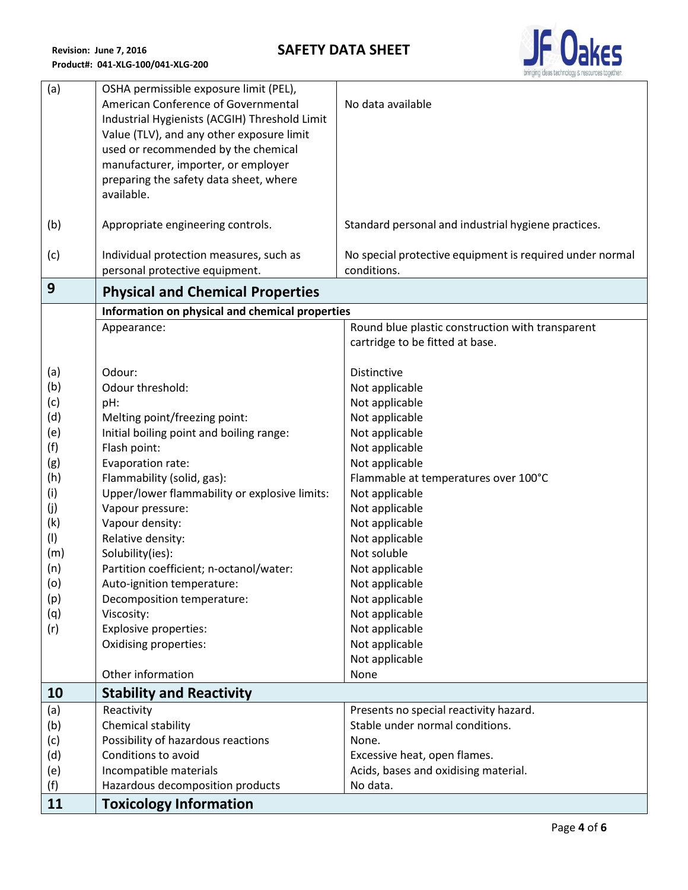| | | |
|---|---|---|
| (a) | OSHA permissible exposure limit (PEL), American Conference of Governmental Industrial Hygienists (ACGIH) Threshold Limit Value (TLV), and any other exposure limit used or recommended by the chemical manufacturer, importer, or employer preparing the safety data sheet, where available. | No data available |
| (b) | Appropriate engineering controls. | Standard personal and industrial hygiene practices. |
| (c) | Individual protection measures, such as personal protective equipment. | No special protective equipment is required under normal conditions. |

## 9 Physical and Chemical Properties

| | Information on physical and chemical properties | |
|---|---|---|
| | Appearance: | Round blue plastic construction with transparent cartridge to be fitted at base. |
| (a) | Odour: | Distinctive |
| (b) | Odour threshold: | Not applicable |
| (c) | pH: | Not applicable |
| (d) | Melting point/freezing point: | Not applicable |
| (e) | Initial boiling point and boiling range: | Not applicable |
| (f) | Flash point: | Not applicable |
| (g) | Evaporation rate: | Not applicable |
| (h) | Flammability (solid, gas): | Flammable at temperatures over 100°C |
| (i) | Upper/lower flammability or explosive limits: | Not applicable |
| (j) | Vapour pressure: | Not applicable |
| (k) | Vapour density: | Not applicable |
| (l) | Relative density: | Not applicable |
| (m) | Solubility(ies): | Not soluble |
| (n) | Partition coefficient; n-octanol/water: | Not applicable |
| (o) | Auto-ignition temperature: | Not applicable |
| (p) | Decomposition temperature: | Not applicable |
| (q) | Viscosity: | Not applicable |
| (r) | Explosive properties: | Not applicable |
| | Oxidising properties: | Not applicable |
| | | Not applicable |
| | Other information | None |

## 10 Stability and Reactivity

| | | |
|---|---|---|
| (a) | Reactivity | Presents no special reactivity hazard. |
| (b) | Chemical stability | Stable under normal conditions. |
| (c) | Possibility of hazardous reactions | None. |
| (d) | Conditions to avoid | Excessive heat, open flames. |
| (e) | Incompatible materials | Acids, bases and oxidising material. |
| (f) | Hazardous decomposition products | No data. |

## 11 Toxicology Information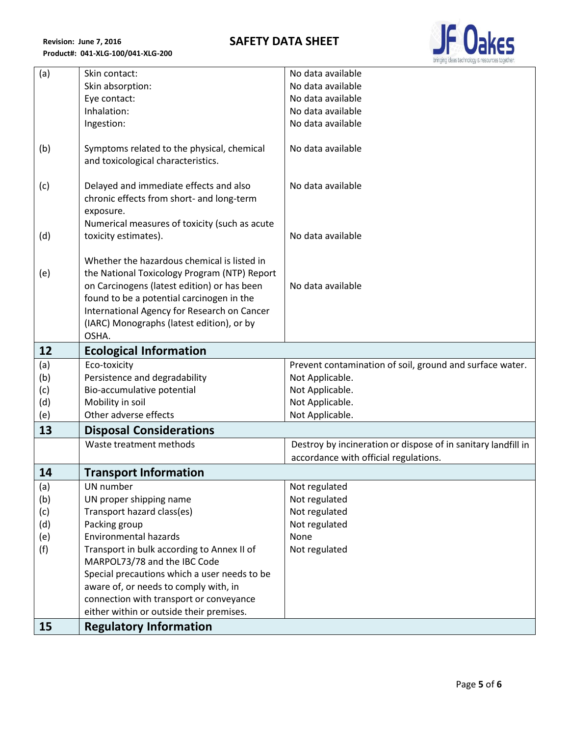| | | |
|---|---|---|
| (a) | Skin contact:<br>Skin absorption:<br>Eye contact:<br>Inhalation:<br>Ingestion: | No data available<br>No data available<br>No data available<br>No data available<br>No data available |
| (b) | Symptoms related to the physical, chemical and toxicological characteristics. | No data available |
| (c) | Delayed and immediate effects and also chronic effects from short- and long-term exposure. | No data available |
| (d) | Numerical measures of toxicity (such as acute toxicity estimates). | No data available |
| (e) | Whether the hazardous chemical is listed in the National Toxicology Program (NTP) Report on Carcinogens (latest edition) or has been found to be a potential carcinogen in the International Agency for Research on Cancer (IARC) Monographs (latest edition), or by OSHA. | No data available |
| **12** | **Ecological Information** | |
| (a) | Eco-toxicity | Prevent contamination of soil, ground and surface water. |
| (b) | Persistence and degradability | Not Applicable. |
| (c) | Bio-accumulative potential | Not Applicable. |
| (d) | Mobility in soil | Not Applicable. |
| (e) | Other adverse effects | Not Applicable. |
| **13** | **Disposal Considerations** | |
| | Waste treatment methods | Destroy by incineration or dispose of in sanitary landfill in accordance with official regulations. |
| **14** | **Transport Information** | |
| (a) | UN number | Not regulated |
| (b) | UN proper shipping name | Not regulated |
| (c) | Transport hazard class(es) | Not regulated |
| (d) | Packing group | Not regulated |
| (e) | Environmental hazards | None |
| (f) | Transport in bulk according to Annex II of MARPOL73/78 and the IBC Code<br>Special precautions which a user needs to be aware of, or needs to comply with, in connection with transport or conveyance either within or outside their premises. | Not regulated |
| **15** | **Regulatory Information** | |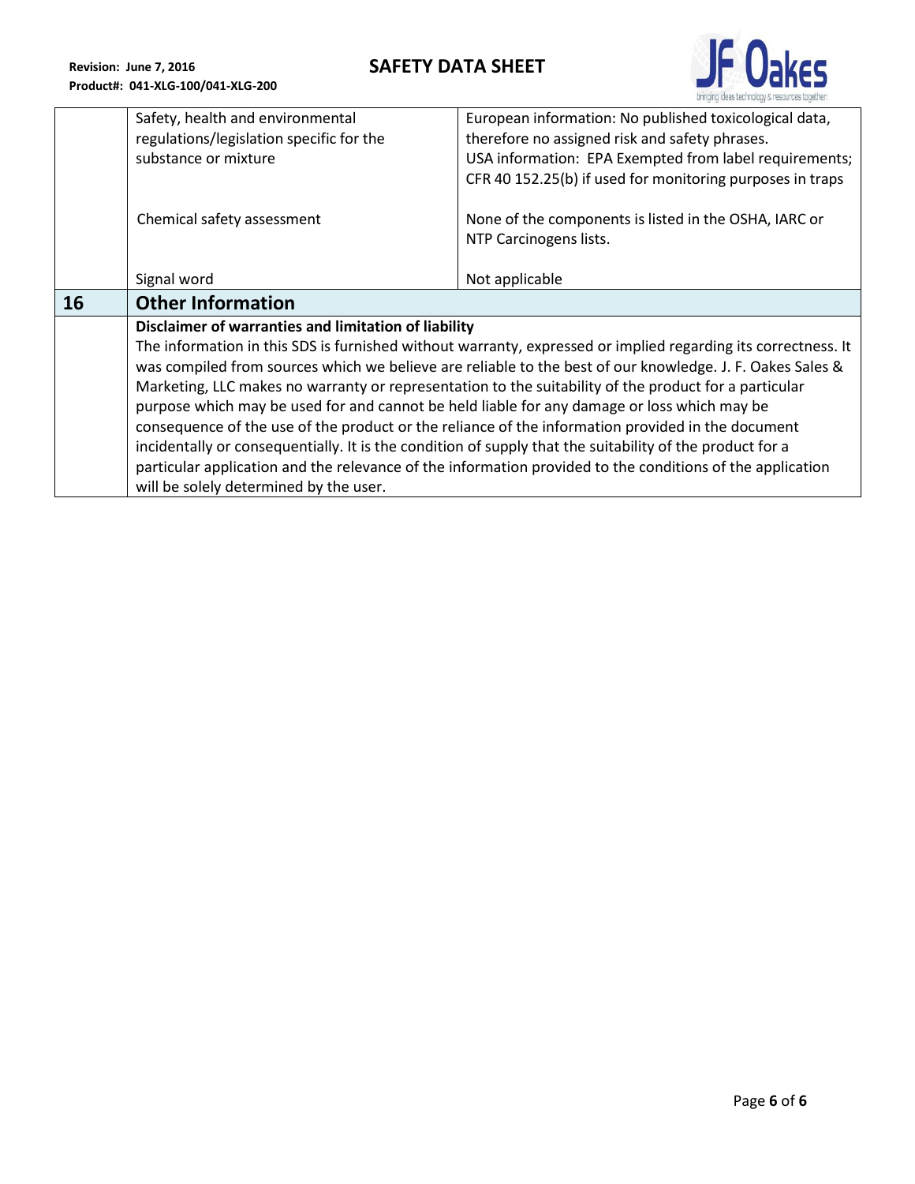| | | |
|---|---|---|
| | Safety, health and environmental regulations/legislation specific for the substance or mixture | European information: No published toxicological data, therefore no assigned risk and safety phrases.<br>USA information: EPA Exempted from label requirements; CFR 40 152.25(b) if used for monitoring purposes in traps |
| | Chemical safety assessment | None of the components is listed in the OSHA, IARC or NTP Carcinogens lists. |
| | Signal word | Not applicable |

## 16 Other Information

**Disclaimer of warranties and limitation of liability**

The information in this SDS is furnished without warranty, expressed or implied regarding its correctness. It was compiled from sources which we believe are reliable to the best of our knowledge. J. F. Oakes Sales & Marketing, LLC makes no warranty or representation to the suitability of the product for a particular purpose which may be used for and cannot be held liable for any damage or loss which may be consequence of the use of the product or the reliance of the information provided in the document incidentally or consequentially. It is the condition of supply that the suitability of the product for a particular application and the relevance of the information provided to the conditions of the application will be solely determined by the user.